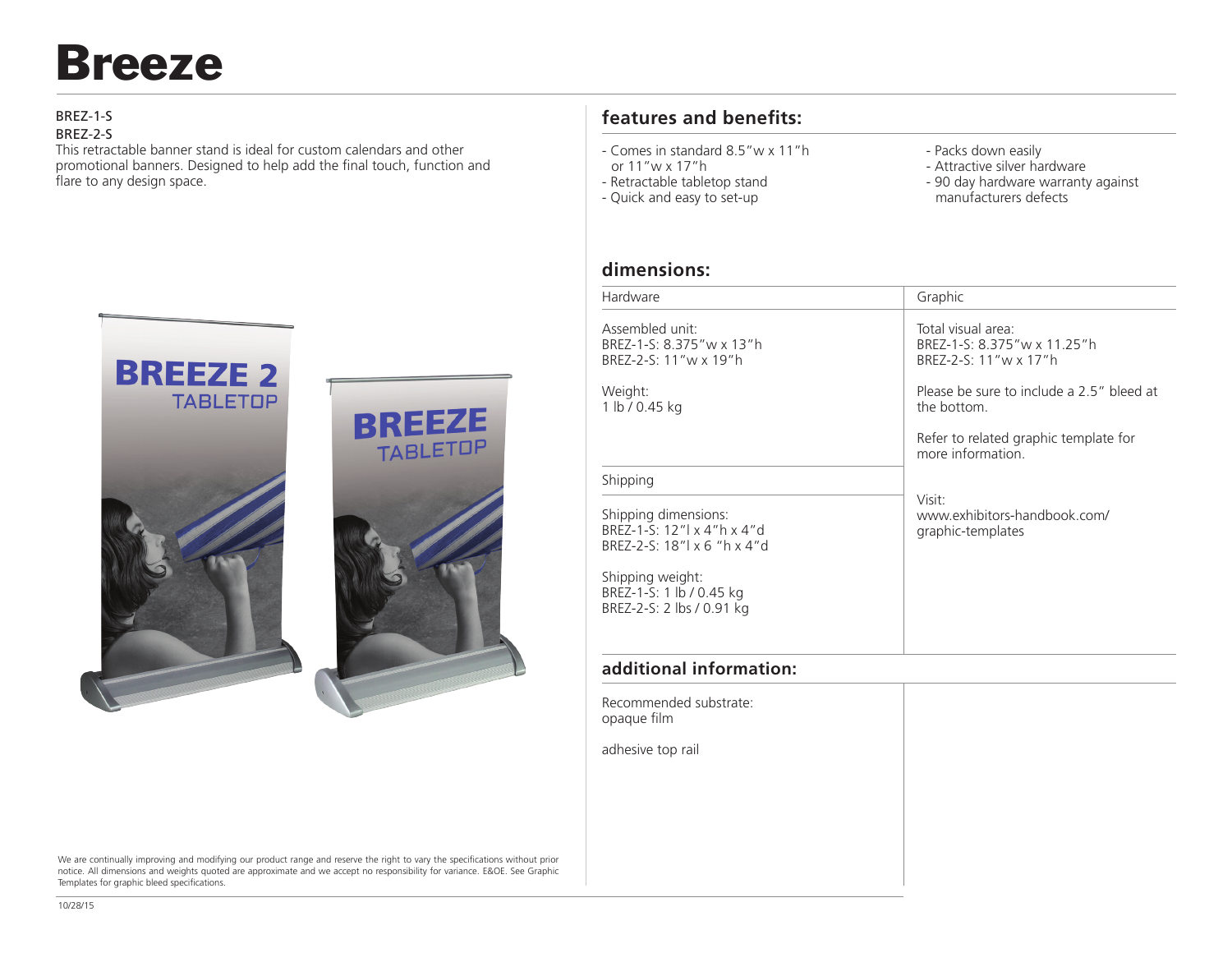# Breeze

BREZ-1-S
BREZ-2-S

This retractable banner stand is ideal for custom calendars and other promotional banners. Designed to help add the final touch, function and flare to any design space.

## features and benefits:

- Comes in standard 8.5"w x 11"h or 11"w x 17"h
- Retractable tabletop stand
- Quick and easy to set-up
- Packs down easily
- Attractive silver hardware
- 90 day hardware warranty against manufacturers defects

## dimensions:

| Hardware | Graphic |
|---|---|
| Assembled unit:<br>BREZ-1-S: 8.375"w x 13"h<br>BREZ-2-S: 11"w x 19"h<br><br>Weight:<br>1 lb / 0.45 kg | Total visual area:<br>BREZ-1-S: 8.375"w x 11.25"h<br>BREZ-2-S: 11"w x 17"h<br><br>Please be sure to include a 2.5" bleed at the bottom.<br><br>Refer to related graphic template for more information. |
| **Shipping** | |
| Shipping dimensions:<br>BREZ-1-S: 12"l x 4"h x 4"d<br>BREZ-2-S: 18"l x 6 "h x 4"d<br><br>Shipping weight:<br>BREZ-1-S: 1 lb / 0.45 kg<br>BREZ-2-S: 2 lbs / 0.91 kg | Visit:<br>www.exhibitors-handbook.com/graphic-templates |

## additional information:

Recommended substrate:
opaque film

adhesive top rail

We are continually improving and modifying our product range and reserve the right to vary the specifications without prior notice. All dimensions and weights quoted are approximate and we accept no responsibility for variance. E&OE. See Graphic Templates for graphic bleed specifications.

10/28/15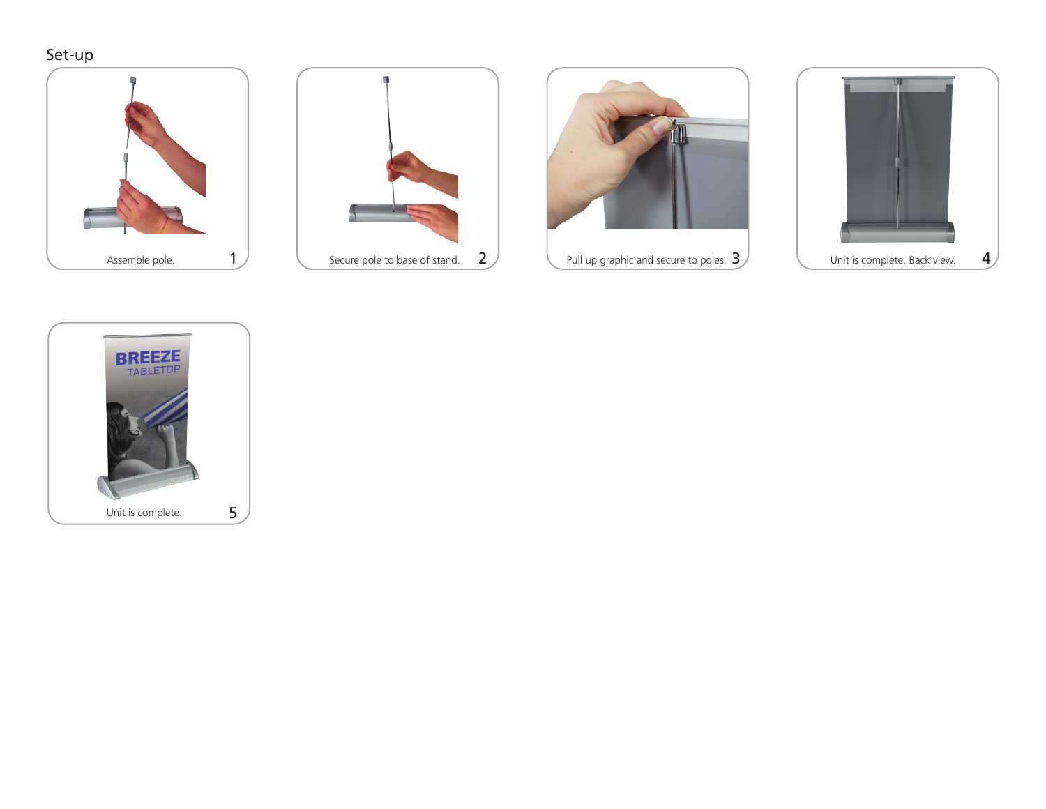## Set-up

Assemble pole. 1

Secure pole to base of stand. 2

Pull up graphic and secure to poles. 3

Unit is complete. Back view. 4

Unit is complete. 5